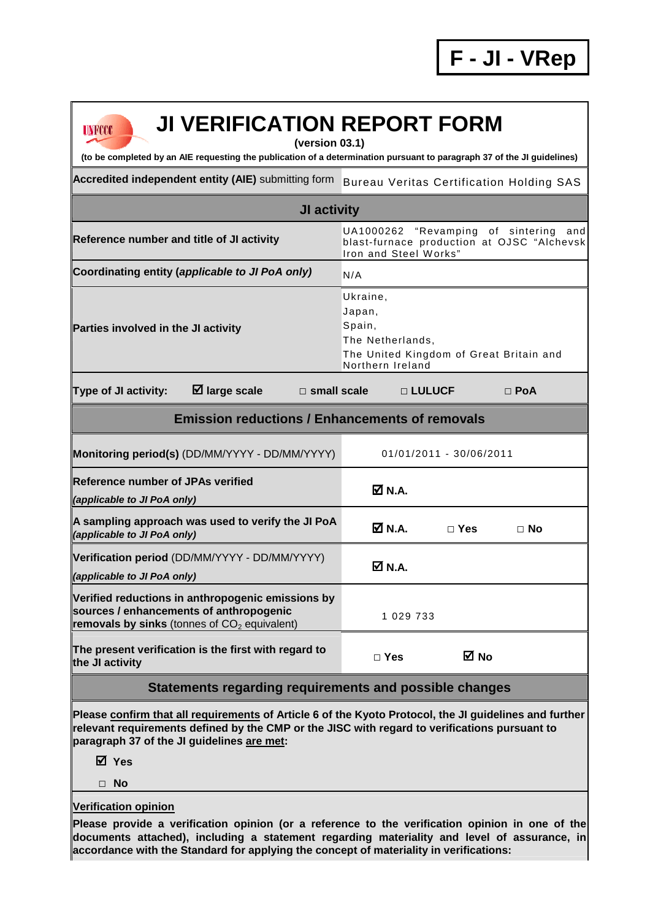**F - JI - VRep**

# JI VERIFICATION REPORT FORM

**(version 03.1)**

**(to be completed by an AIE requesting the publication of a determination pursuant to paragraph 37 of the JI guidelines)**

| **Accredited independent entity (AIE)** submitting form | Bureau Veritas Certification Holding SAS |
|---|---|
| **JI activity** | |
| **Reference number and title of JI activity** | UA1000262 "Revamping of sintering and blast-furnace production at OJSC "Alchevsk Iron and Steel Works" |
| **Coordinating entity (*applicable to JI PoA only*)** | N/A |
| **Parties involved in the JI activity** | Ukraine,<br>Japan,<br>Spain,<br>The Netherlands,<br>The United Kingdom of Great Britain and Northern Ireland |
| **Type of JI activity:** ☑ **large scale** □ **small scale** □ **LULUCF** □ **PoA** | |
| **Emission reductions / Enhancements of removals** | |
| **Monitoring period(s)** (DD/MM/YYYY - DD/MM/YYYY) | 01/01/2011 - 30/06/2011 |
| **Reference number of JPAs verified**<br>***(applicable to JI PoA only)*** | ☑ **N.A.** |
| **A sampling approach was used to verify the JI PoA** ***(applicable to JI PoA only)*** | ☑ **N.A.** □ **Yes** □ **No** |
| **Verification period** (DD/MM/YYYY - DD/MM/YYYY)<br>***(applicable to JI PoA only)*** | ☑ **N.A.** |
| **Verified reductions in anthropogenic emissions by sources / enhancements of anthropogenic removals by sinks** (tonnes of $CO_2$ equivalent) | 1 029 733 |
| **The present verification is the first with regard to the JI activity** | □ **Yes** ☑ **No** |

## Statements regarding requirements and possible changes

**Please confirm that all requirements of Article 6 of the Kyoto Protocol, the JI guidelines and further relevant requirements defined by the CMP or the JISC with regard to verifications pursuant to paragraph 37 of the JI guidelines are met:**

☑ **Yes**

□ **No**

**Verification opinion**

**Please provide a verification opinion (or a reference to the verification opinion in one of the documents attached), including a statement regarding materiality and level of assurance, in accordance with the Standard for applying the concept of materiality in verifications:**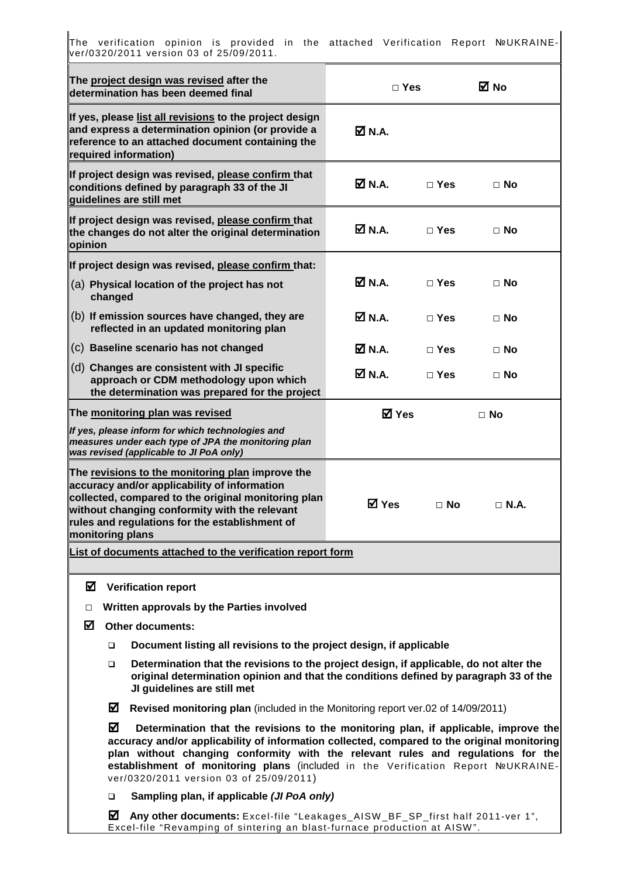The verification opinion is provided in the attached Verification Report №UKRAINE-ver/0320/2011 version 03 of 25/09/2011.

| | | | |
|---|---|---|---|
| **The <u>project design was revised</u> after the determination has been deemed final** | □ Yes | | ☑ No |
| **If yes, please <u>list all revisions</u> to the project design and express a determination opinion (or provide a reference to an attached document containing the required information)** | ☑ N.A. | | |
| **If project design was revised, <u>please confirm</u> that conditions defined by paragraph 33 of the JI guidelines are still met** | ☑ N.A. | □ Yes | □ No |
| **If project design was revised, <u>please confirm</u> that the changes do not alter the original determination opinion** | ☑ N.A. | □ Yes | □ No |
| **If project design was revised, <u>please confirm</u> that:** | | | |
| (a) **Physical location of the project has not changed** | ☑ N.A. | □ Yes | □ No |
| (b) **If emission sources have changed, they are reflected in an updated monitoring plan** | ☑ N.A. | □ Yes | □ No |
| (c) **Baseline scenario has not changed** | ☑ N.A. | □ Yes | □ No |
| (d) **Changes are consistent with JI specific approach or CDM methodology upon which the determination was prepared for the project** | ☑ N.A. | □ Yes | □ No |
| **The <u>monitoring plan was revised</u>**<br>***If yes, please inform for which technologies and measures under each type of JPA the monitoring plan was revised (applicable to JI PoA only)*** | ☑ Yes | | □ No |
| **The <u>revisions to the monitoring plan</u> improve the accuracy and/or applicability of information collected, compared to the original monitoring plan without changing conformity with the relevant rules and regulations for the establishment of monitoring plans** | ☑ Yes | □ No | □ N.A. |

**<u>List of documents attached to the verification report form</u>**

☑ **Verification report**

□ **Written approvals by the Parties involved**

☑ **Other documents:**

- ❑ **Document listing all revisions to the project design, if applicable**
- ❑ **Determination that the revisions to the project design, if applicable, do not alter the original determination opinion and that the conditions defined by paragraph 33 of the JI guidelines are still met**
- ☑ **Revised monitoring plan** (included in the Monitoring report ver.02 of 14/09/2011)
- ☑ **Determination that the revisions to the monitoring plan, if applicable, improve the accuracy and/or applicability of information collected, compared to the original monitoring plan without changing conformity with the relevant rules and regulations for the establishment of monitoring plans** (included in the Verification Report №UKRAINE-ver/0320/2011 version 03 of 25/09/2011)
- ❑ **Sampling plan, if applicable *(JI PoA only)***
- ☑ **Any other documents:** Excel-file "Leakages_AISW_BF_SP_first half 2011-ver 1", Excel-file "Revamping of sintering an blast-furnace production at AISW".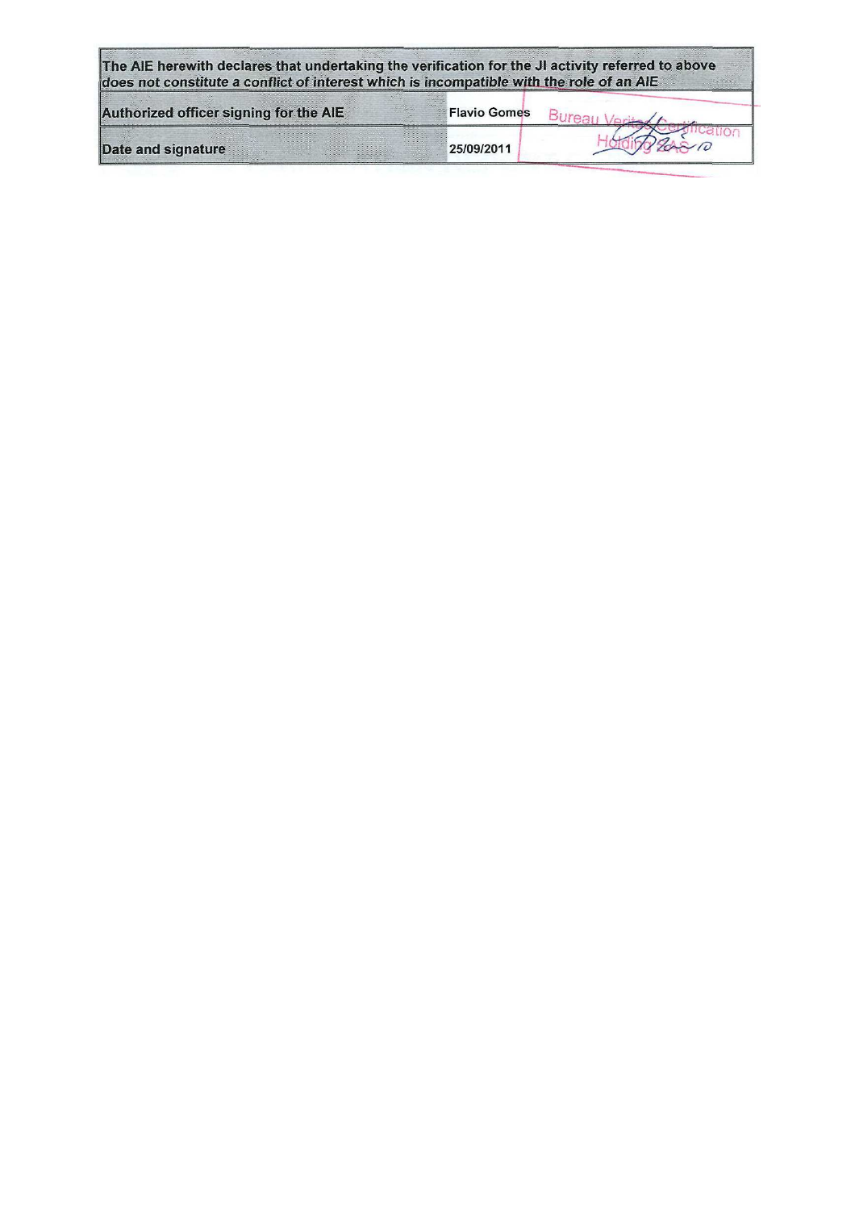| The AIE herewith declares that undertaking the verification for the JI activity referred to above *does not constitute a conflict of interest which is incompatible with the role of an AIE* | | |
|---|---|---|
| **Authorized officer signing for the AIE** | **Flavio Gomes** | Bureau Veritas Certification Holding SAS |
| **Date and signature** | **25/09/2011** | |